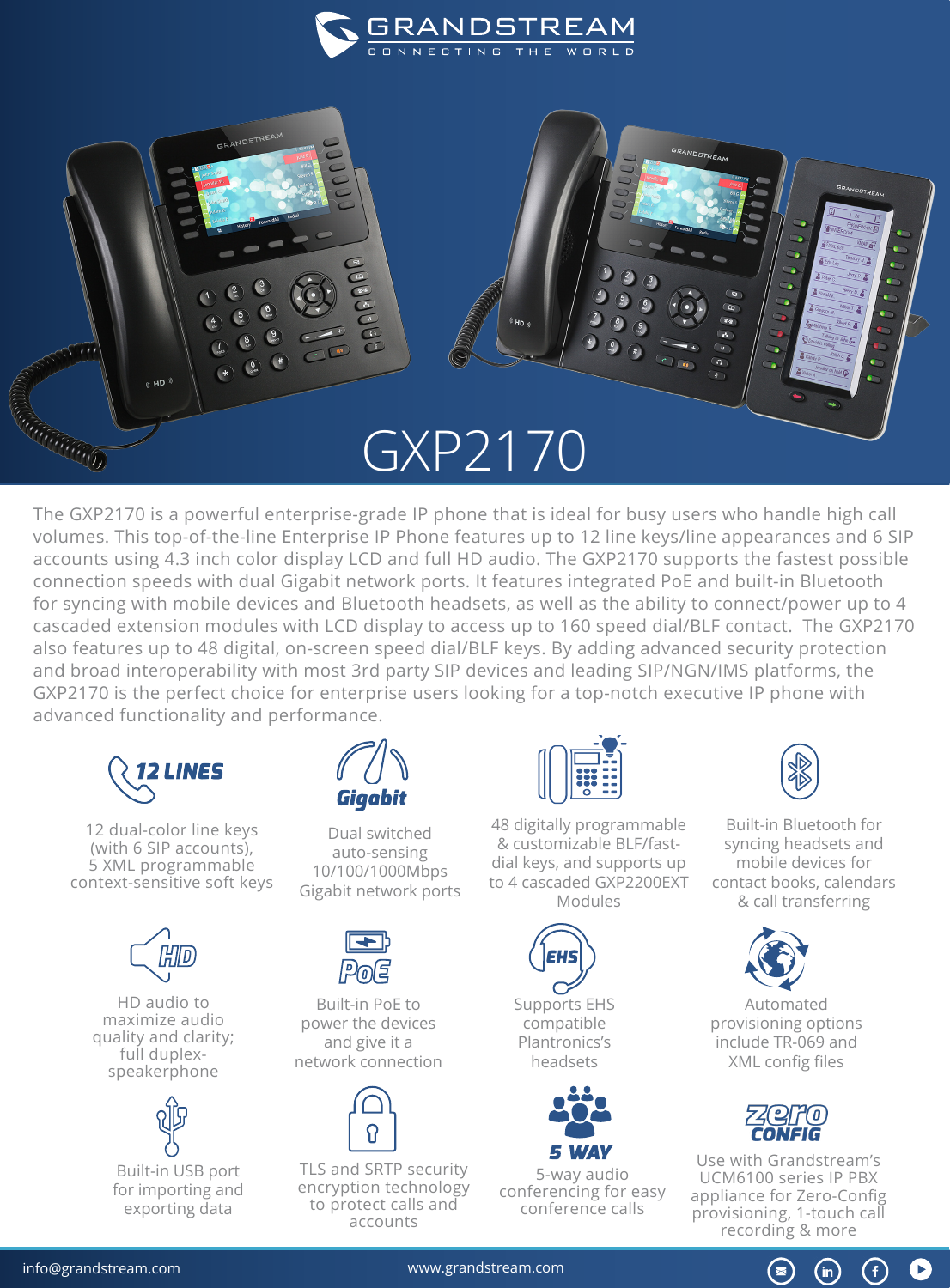GRANDSTREAM

CONNECTING THE WORLD

# GXP2170

The GXP2170 is a powerful enterprise-grade IP phone that is ideal for busy users who handle high call volumes. This top-of-the-line Enterprise IP Phone features up to 12 line keys/line appearances and 6 SIP accounts using 4.3 inch color display LCD and full HD audio. The GXP2170 supports the fastest possible connection speeds with dual Gigabit network ports. It features integrated PoE and built-in Bluetooth for syncing with mobile devices and Bluetooth headsets, as well as the ability to connect/power up to 4 cascaded extension modules with LCD display to access up to 160 speed dial/BLF contact. The GXP2170 also features up to 48 digital, on-screen speed dial/BLF keys. By adding advanced security protection and broad interoperability with most 3rd party SIP devices and leading SIP/NGN/IMS platforms, the GXP2170 is the perfect choice for enterprise users looking for a top-notch executive IP phone with advanced functionality and performance.

**12 LINES**

12 dual-color line keys (with 6 SIP accounts), 5 XML programmable context-sensitive soft keys

**Gigabit**

Dual switched auto-sensing 10/100/1000Mbps Gigabit network ports

48 digitally programmable & customizable BLF/fast-dial keys, and supports up to 4 cascaded GXP2200EXT Modules

Built-in Bluetooth for syncing headsets and mobile devices for contact books, calendars & call transferring

**HD**

HD audio to maximize audio quality and clarity; full duplex-speakerphone

**PoE**

Built-in PoE to power the devices and give it a network connection

**EHS**

Supports EHS compatible Plantronics's headsets

Automated provisioning options include TR-069 and XML config files

Built-in USB port for importing and exporting data

TLS and SRTP security encryption technology to protect calls and accounts

**5 WAY**

5-way audio conferencing for easy conference calls

**zero CONFIG**

Use with Grandstream's UCM6100 series IP PBX appliance for Zero-Config provisioning, 1-touch call recording & more

info@grandstream.com www.grandstream.com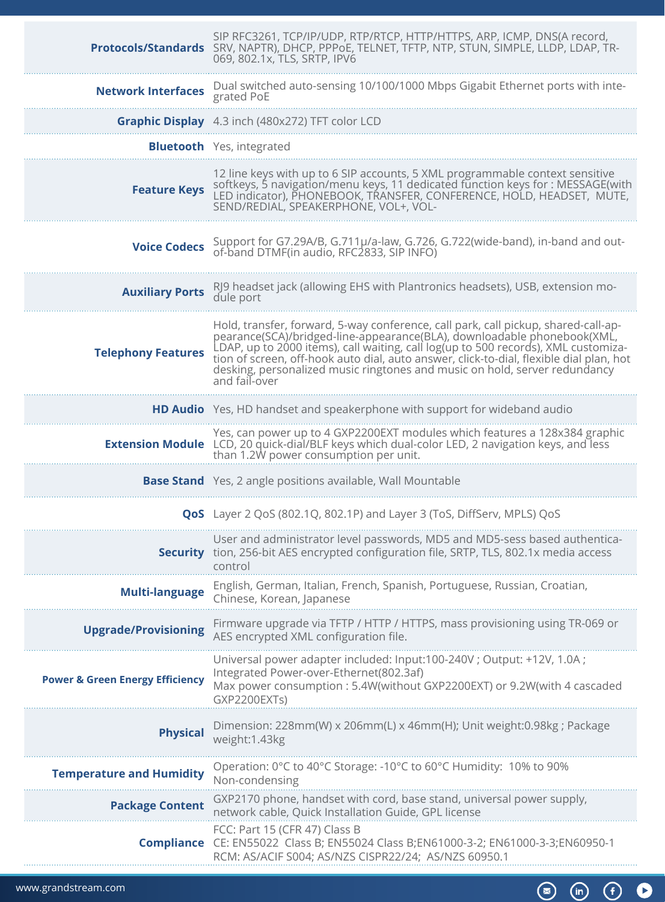| | |
|---|---|
| **Protocols/Standards** | SIP RFC3261, TCP/IP/UDP, RTP/RTCP, HTTP/HTTPS, ARP, ICMP, DNS(A record, SRV, NAPTR), DHCP, PPPoE, TELNET, TFTP, NTP, STUN, SIMPLE, LLDP, LDAP, TR-069, 802.1x, TLS, SRTP, IPV6 |
| **Network Interfaces** | Dual switched auto-sensing 10/100/1000 Mbps Gigabit Ethernet ports with integrated PoE |
| **Graphic Display** | 4.3 inch (480x272) TFT color LCD |
| **Bluetooth** | Yes, integrated |
| **Feature Keys** | 12 line keys with up to 6 SIP accounts, 5 XML programmable context sensitive softkeys, 5 navigation/menu keys, 11 dedicated function keys for : MESSAGE(with LED indicator), PHONEBOOK, TRANSFER, CONFERENCE, HOLD, HEADSET, MUTE, SEND/REDIAL, SPEAKERPHONE, VOL+, VOL- |
| **Voice Codecs** | Support for G7.29A/B, G.711µ/a-law, G.726, G.722(wide-band), in-band and out-of-band DTMF(in audio, RFC2833, SIP INFO) |
| **Auxiliary Ports** | RJ9 headset jack (allowing EHS with Plantronics headsets), USB, extension module port |
| **Telephony Features** | Hold, transfer, forward, 5-way conference, call park, call pickup, shared-call-appearance(SCA)/bridged-line-appearance(BLA), downloadable phonebook(XML, LDAP, up to 2000 items), call waiting, call log(up to 500 records), XML customization of screen, off-hook auto dial, auto answer, click-to-dial, flexible dial plan, hot desking, personalized music ringtones and music on hold, server redundancy and fail-over |
| **HD Audio** | Yes, HD handset and speakerphone with support for wideband audio |
| **Extension Module** | Yes, can power up to 4 GXP2200EXT modules which features a 128x384 graphic LCD, 20 quick-dial/BLF keys which dual-color LED, 2 navigation keys, and less than 1.2W power consumption per unit. |
| **Base Stand** | Yes, 2 angle positions available, Wall Mountable |
| **QoS** | Layer 2 QoS (802.1Q, 802.1P) and Layer 3 (ToS, DiffServ, MPLS) QoS |
| **Security** | User and administrator level passwords, MD5 and MD5-sess based authentication, 256-bit AES encrypted configuration file, SRTP, TLS, 802.1x media access control |
| **Multi-language** | English, German, Italian, French, Spanish, Portuguese, Russian, Croatian, Chinese, Korean, Japanese |
| **Upgrade/Provisioning** | Firmware upgrade via TFTP / HTTP / HTTPS, mass provisioning using TR-069 or AES encrypted XML configuration file. |
| **Power & Green Energy Efficiency** | Universal power adapter included: Input:100-240V ; Output: +12V, 1.0A ; Integrated Power-over-Ethernet(802.3af)<br>Max power consumption : 5.4W(without GXP2200EXT) or 9.2W(with 4 cascaded GXP2200EXTs) |
| **Physical** | Dimension: 228mm(W) x 206mm(L) x 46mm(H); Unit weight:0.98kg ; Package weight:1.43kg |
| **Temperature and Humidity** | Operation: 0°C to 40°C Storage: -10°C to 60°C Humidity: 10% to 90% Non-condensing |
| **Package Content** | GXP2170 phone, handset with cord, base stand, universal power supply, network cable, Quick Installation Guide, GPL license |
| **Compliance** | FCC: Part 15 (CFR 47) Class B<br>CE: EN55022 Class B; EN55024 Class B;EN61000-3-2; EN61000-3-3;EN60950-1<br>RCM: AS/ACIF S004; AS/NZS CISPR22/24; AS/NZS 60950.1 |

www.grandstream.com